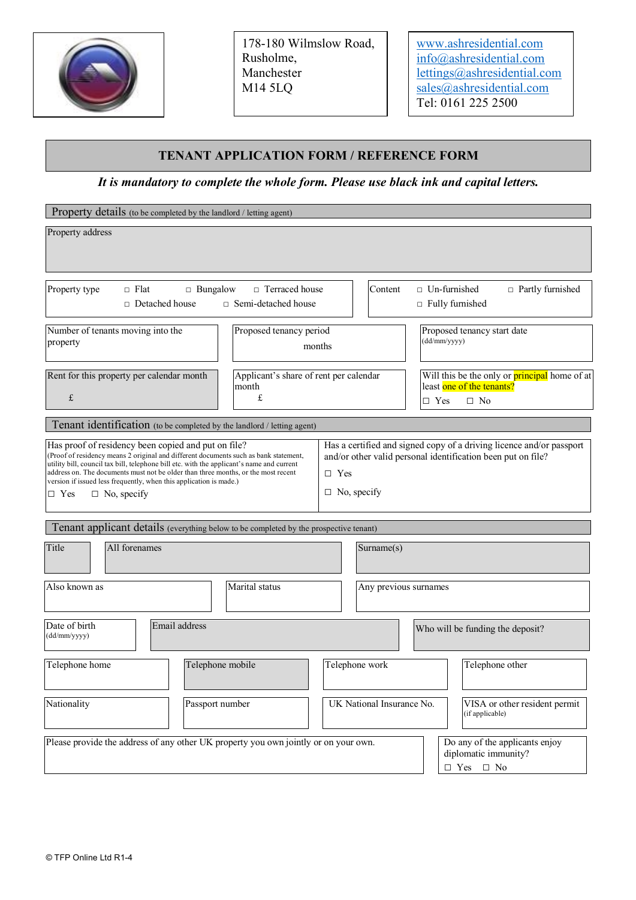178-180 Wilmslow Road,
Rusholme,
Manchester
M14 5LQ

www.ashresidential.com
info@ashresidential.com
lettings@ashresidential.com
sales@ashresidential.com
Tel: 0161 225 2500

# TENANT APPLICATION FORM / REFERENCE FORM

***It is mandatory to complete the whole form. Please use black ink and capital letters.***

## Property details (to be completed by the landlord / letting agent)

Property address

| Property type | □ Flat | □ Bungalow | □ Terraced house | Content | □ Un-furnished | □ Partly furnished |
|---|---|---|---|---|---|---|
| | □ Detached house | □ Semi-detached house | | | □ Fully furnished | |

| Number of tenants moving into the property | Proposed tenancy period<br>months | Proposed tenancy start date (dd/mm/yyyy) |
|---|---|---|
| Rent for this property per calendar month<br>£ | Applicant's share of rent per calendar month<br>£ | Will this be the only or principal home of at least one of the tenants?<br>□ Yes □ No |

## Tenant identification (to be completed by the landlord / letting agent)

| Has proof of residency been copied and put on file?<br>(Proof of residency means 2 original and different documents such as bank statement, utility bill, council tax bill, telephone bill etc. with the applicant's name and current address on. The documents must not be older than three months, or the most recent version if issued less frequently, when this application is made.)<br>□ Yes □ No, specify | Has a certified and signed copy of a driving licence and/or passport and/or other valid personal identification been put on file?<br>□ Yes<br>□ No, specify |
|---|---|

## Tenant applicant details (everything below to be completed by the prospective tenant)

| Title | All forenames | Surname(s) |
|---|---|---|
| Also known as | Marital status | Any previous surnames |

| Date of birth (dd/mm/yyyy) | Email address | Who will be funding the deposit? |
|---|---|---|

| Telephone home | Telephone mobile | Telephone work | Telephone other |
|---|---|---|---|
| Nationality | Passport number | UK National Insurance No. | VISA or other resident permit (if applicable) |

| Please provide the address of any other UK property you own jointly or on your own. | Do any of the applicants enjoy diplomatic immunity?<br>□ Yes □ No |
|---|---|

© TFP Online Ltd R1-4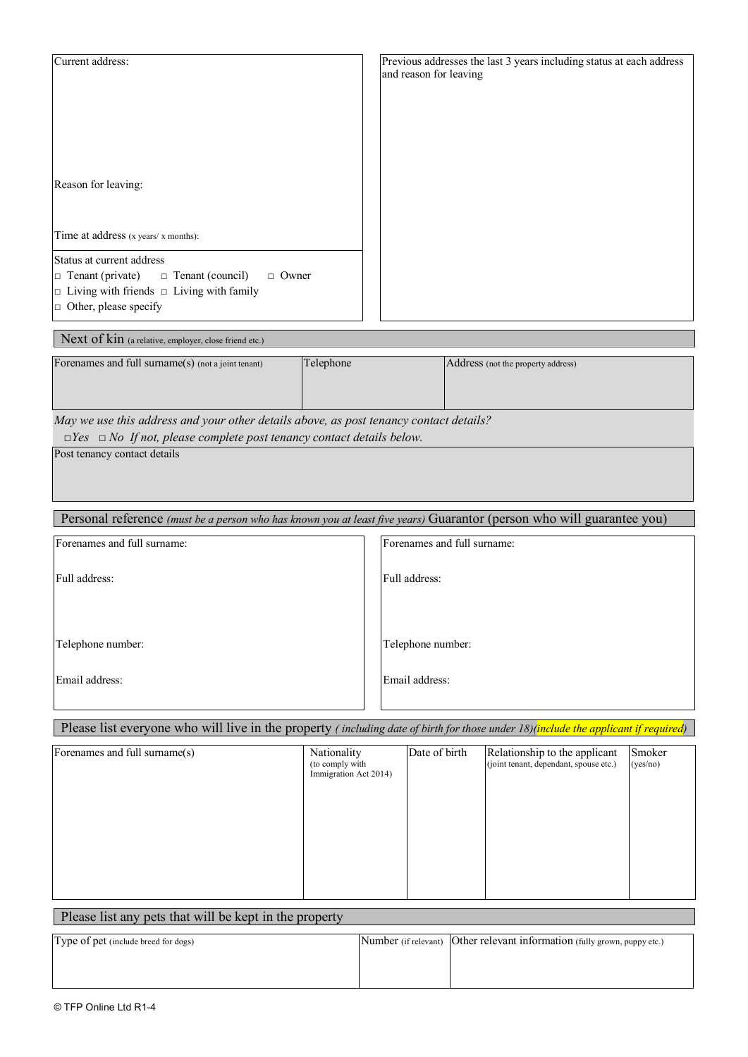| Current address: | Previous addresses the last 3 years including status at each address and reason for leaving |
|---|---|
| Reason for leaving: | |
| Time at address (x years/ x months): | |
| Status at current address<br>□ Tenant (private) □ Tenant (council) □ Owner<br>□ Living with friends □ Living with family<br>□ Other, please specify | |

## Next of kin (a relative, employer, close friend etc.)

| Forenames and full surname(s) (not a joint tenant) | Telephone | Address (not the property address) |
|---|---|---|
| | | |

*May we use this address and your other details above, as post tenancy contact details?*
□*Yes* □ *No If not, please complete post tenancy contact details below.*

Post tenancy contact details

## Personal reference *(must be a person who has known you at least five years)* Guarantor (person who will guarantee you)

| Personal reference | Guarantor |
|---|---|
| Forenames and full surname: | Forenames and full surname: |
| Full address: | Full address: |
| Telephone number: | Telephone number: |
| Email address: | Email address: |

## Please list everyone who will live in the property *( including date of birth for those under 18)(include the applicant if required)*

| Forenames and full surname(s) | Nationality (to comply with Immigration Act 2014) | Date of birth | Relationship to the applicant (joint tenant, dependant, spouse etc.) | Smoker (yes/no) |
|---|---|---|---|---|
| | | | | |

## Please list any pets that will be kept in the property

| Type of pet (include breed for dogs) | Number (if relevant) | Other relevant information (fully grown, puppy etc.) |
|---|---|---|
| | | |

© TFP Online Ltd R1-4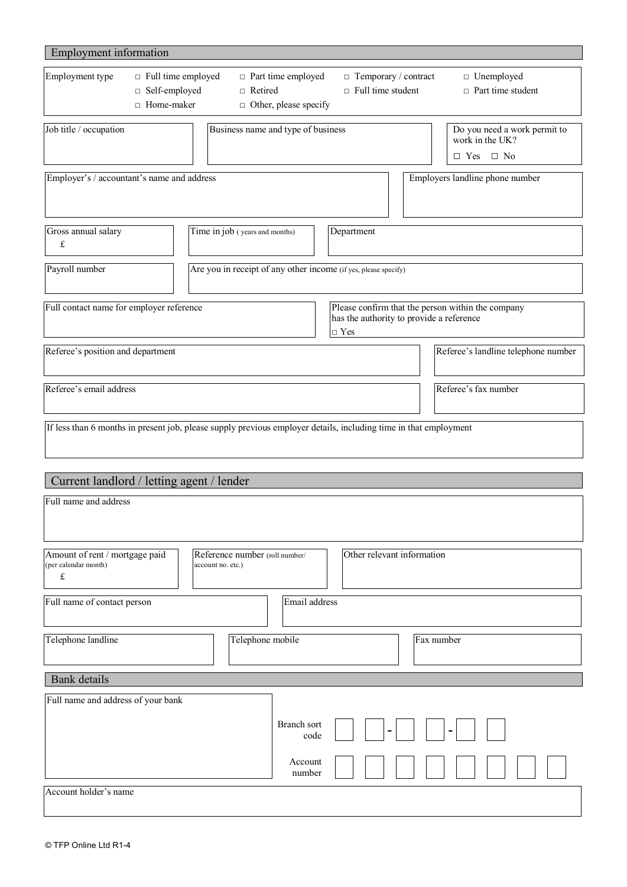## Employment information

**Employment type**

- □ Full time employed
- □ Part time employed
- □ Temporary / contract
- □ Unemployed
- □ Self-employed
- □ Retired
- □ Full time student
- □ Part time student
- □ Home-maker
- □ Other, please specify

| Job title / occupation | Business name and type of business | Do you need a work permit to work in the UK? □ Yes □ No |
|---|---|---|
| | | |

| Employer's / accountant's name and address | Employers landline phone number |
|---|---|
| | |

| Gross annual salary £ | Time in job ( years and months) | Department |
|---|---|---|
| | | |

| Payroll number | Are you in receipt of any other income (if yes, please specify) |
|---|---|
| | |

| Full contact name for employer reference | Please confirm that the person within the company has the authority to provide a reference □ Yes |
|---|---|
| | |

| Referee's position and department | Referee's landline telephone number |
|---|---|
| | |

| Referee's email address | Referee's fax number |
|---|---|
| | |

If less than 6 months in present job, please supply previous employer details, including time in that employment

## Current landlord / letting agent / lender

Full name and address

| Amount of rent / mortgage paid (per calendar month) £ | Reference number (roll number/ account no. etc.) | Other relevant information |
|---|---|---|
| | | |

| Full name of contact person | Email address |
|---|---|
| | |

| Telephone landline | Telephone mobile | Fax number |
|---|---|---|
| | | |

## Bank details

Full name and address of your bank

Branch sort code: □□ - □□ - □□

Account number: □□□□□□□□

Account holder's name

© TFP Online Ltd R1-4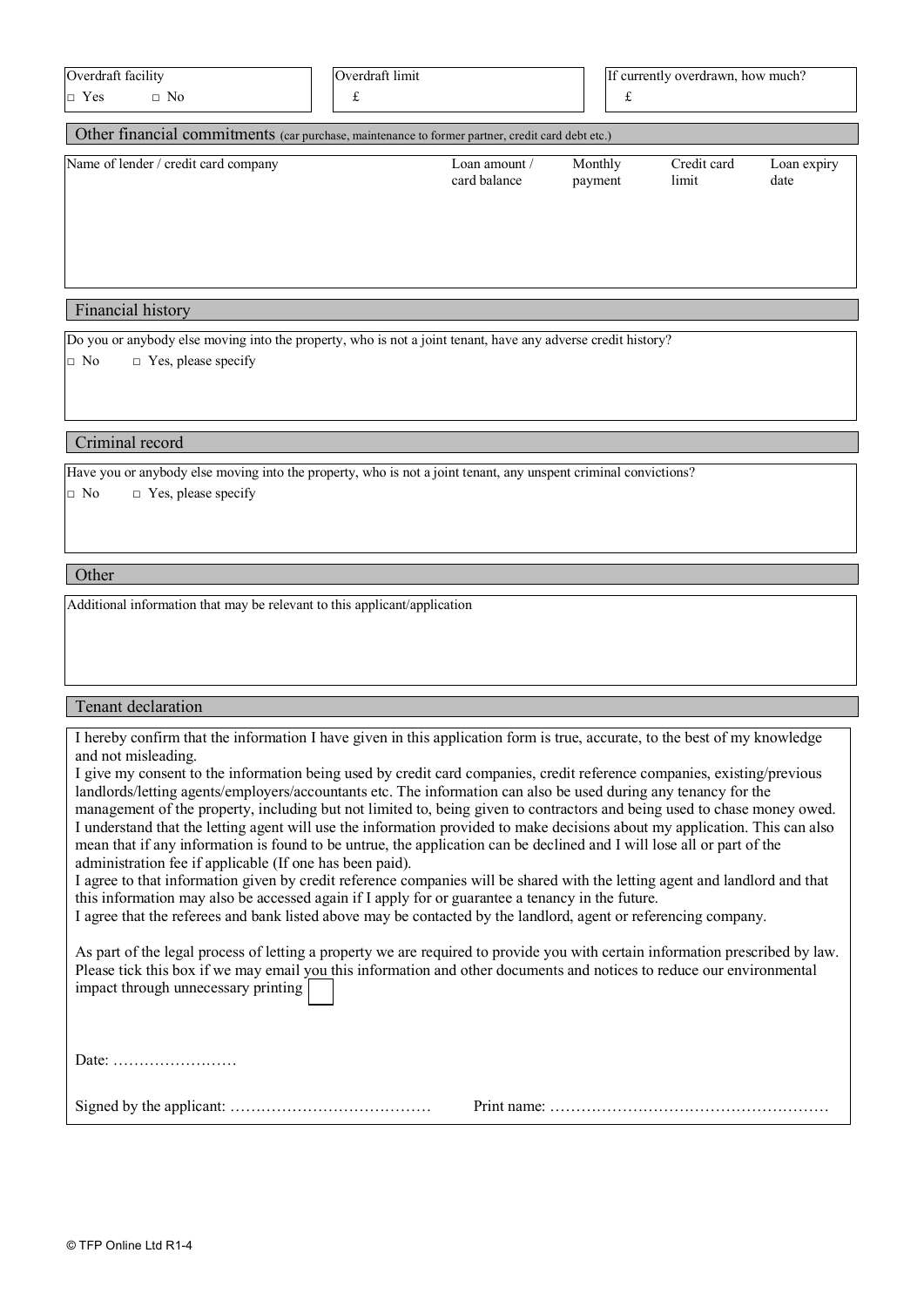| Overdraft facility | Overdraft limit | If currently overdrawn, how much? |
|---|---|---|
| □ Yes □ No | £ | £ |

## Other financial commitments (car purchase, maintenance to former partner, credit card debt etc.)

| Name of lender / credit card company | Loan amount / card balance | Monthly payment | Credit card limit | Loan expiry date |
|---|---|---|---|---|
| | | | | |

## Financial history

Do you or anybody else moving into the property, who is not a joint tenant, have any adverse credit history?

□ No □ Yes, please specify

## Criminal record

Have you or anybody else moving into the property, who is not a joint tenant, any unspent criminal convictions?

□ No □ Yes, please specify

## Other

Additional information that may be relevant to this applicant/application

## Tenant declaration

I hereby confirm that the information I have given in this application form is true, accurate, to the best of my knowledge and not misleading.

I give my consent to the information being used by credit card companies, credit reference companies, existing/previous landlords/letting agents/employers/accountants etc. The information can also be used during any tenancy for the management of the property, including but not limited to, being given to contractors and being used to chase money owed.

I understand that the letting agent will use the information provided to make decisions about my application. This can also mean that if any information is found to be untrue, the application can be declined and I will lose all or part of the administration fee if applicable (If one has been paid).

I agree to that information given by credit reference companies will be shared with the letting agent and landlord and that this information may also be accessed again if I apply for or guarantee a tenancy in the future.

I agree that the referees and bank listed above may be contacted by the landlord, agent or referencing company.

As part of the legal process of letting a property we are required to provide you with certain information prescribed by law. Please tick this box if we may email you this information and other documents and notices to reduce our environmental impact through unnecessary printing □

Date: ……………………

Signed by the applicant: ………………………………… Print name: ………………………………………………

© TFP Online Ltd R1-4